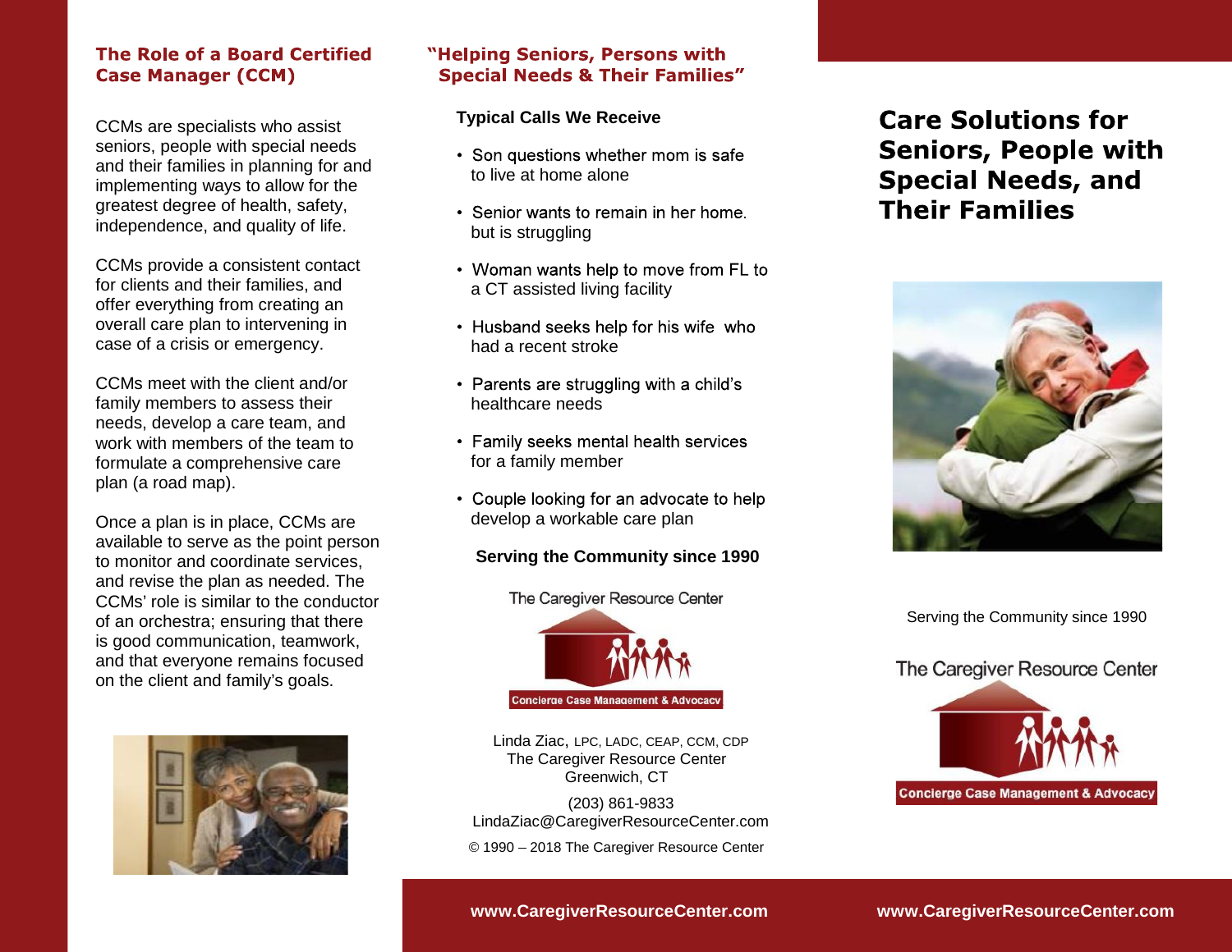## The Role of a Board Certified Case Manager (CCM)

CCMs are specialists who assist seniors, people with special needs and their families in planning for and implementing ways to allow for the greatest degree of health, safety, independence, and quality of life.

CCMs provide a consistent contact for clients and their families, and offer everything from creating an overall care plan to intervening in case of a crisis or emergency.

CCMs meet with the client and/or family members to assess their needs, develop a care team, and work with members of the team to formulate a comprehensive care plan (a road map).

Once a plan is in place, CCMs are available to serve as the point person to monitor and coordinate services, and revise the plan as needed. The CCMs' role is similar to the conductor of an orchestra; ensuring that there is good communication, teamwork, and that everyone remains focused on the client and family's goals.

## "Helping Seniors, Persons with Special Needs & Their Families"

**Typical Calls We Receive**

- Son questions whether mom is safe to live at home alone
- Senior wants to remain in her home. but is struggling
- Woman wants help to move from FL to a CT assisted living facility
- Husband seeks help for his wife who had a recent stroke
- Parents are struggling with a child's healthcare needs
- Family seeks mental health services for a family member
- Couple looking for an advocate to help develop a workable care plan

**Serving the Community since 1990**

The Caregiver Resource Center

Concierge Case Management & Advocacy

Linda Ziac, LPC, LADC, CEAP, CCM, CDP
The Caregiver Resource Center
Greenwich, CT

(203) 861-9833
LindaZiac@CaregiverResourceCenter.com

© 1990 – 2018 The Caregiver Resource Center

**www.CaregiverResourceCenter.com**

# Care Solutions for Seniors, People with Special Needs, and Their Families

Serving the Community since 1990

The Caregiver Resource Center

Concierge Case Management & Advocacy

**www.CaregiverResourceCenter.com**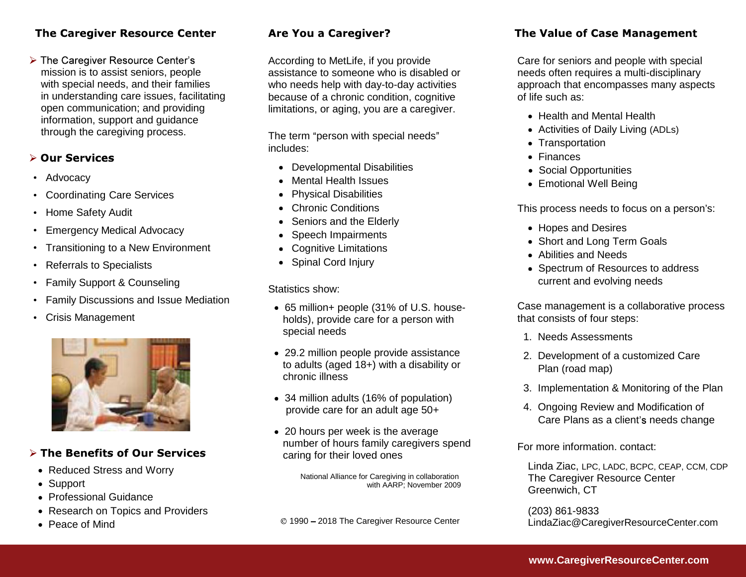## The Caregiver Resource Center

- The Caregiver Resource Center's mission is to assist seniors, people with special needs, and their families in understanding care issues, facilitating open communication; and providing information, support and guidance through the caregiving process.

### Our Services

- Advocacy
- Coordinating Care Services
- Home Safety Audit
- Emergency Medical Advocacy
- Transitioning to a New Environment
- Referrals to Specialists
- Family Support & Counseling
- Family Discussions and Issue Mediation
- Crisis Management

### The Benefits of Our Services

- Reduced Stress and Worry
- Support
- Professional Guidance
- Research on Topics and Providers
- Peace of Mind

## Are You a Caregiver?

According to MetLife, if you provide assistance to someone who is disabled or who needs help with day-to-day activities because of a chronic condition, cognitive limitations, or aging, you are a caregiver.

The term "person with special needs" includes:

- Developmental Disabilities
- Mental Health Issues
- Physical Disabilities
- Chronic Conditions
- Seniors and the Elderly
- Speech Impairments
- Cognitive Limitations
- Spinal Cord Injury

Statistics show:

- 65 million+ people (31% of U.S. households), provide care for a person with special needs
- 29.2 million people provide assistance to adults (aged 18+) with a disability or chronic illness
- 34 million adults (16% of population) provide care for an adult age 50+
- 20 hours per week is the average number of hours family caregivers spend caring for their loved ones

National Alliance for Caregiving in collaboration with AARP; November 2009

© 1990 – 2018 The Caregiver Resource Center

## The Value of Case Management

Care for seniors and people with special needs often requires a multi-disciplinary approach that encompasses many aspects of life such as:

- Health and Mental Health
- Activities of Daily Living (ADLs)
- Transportation
- Finances
- Social Opportunities
- Emotional Well Being

This process needs to focus on a person's:

- Hopes and Desires
- Short and Long Term Goals
- Abilities and Needs
- Spectrum of Resources to address current and evolving needs

Case management is a collaborative process that consists of four steps:

1. Needs Assessments
2. Development of a customized Care Plan (road map)
3. Implementation & Monitoring of the Plan
4. Ongoing Review and Modification of Care Plans as a client's needs change

For more information. contact:

Linda Ziac, LPC, LADC, BCPC, CEAP, CCM, CDP
The Caregiver Resource Center
Greenwich, CT

(203) 861-9833
LindaZiac@CaregiverResourceCenter.com

**www.CaregiverResourceCenter.com**